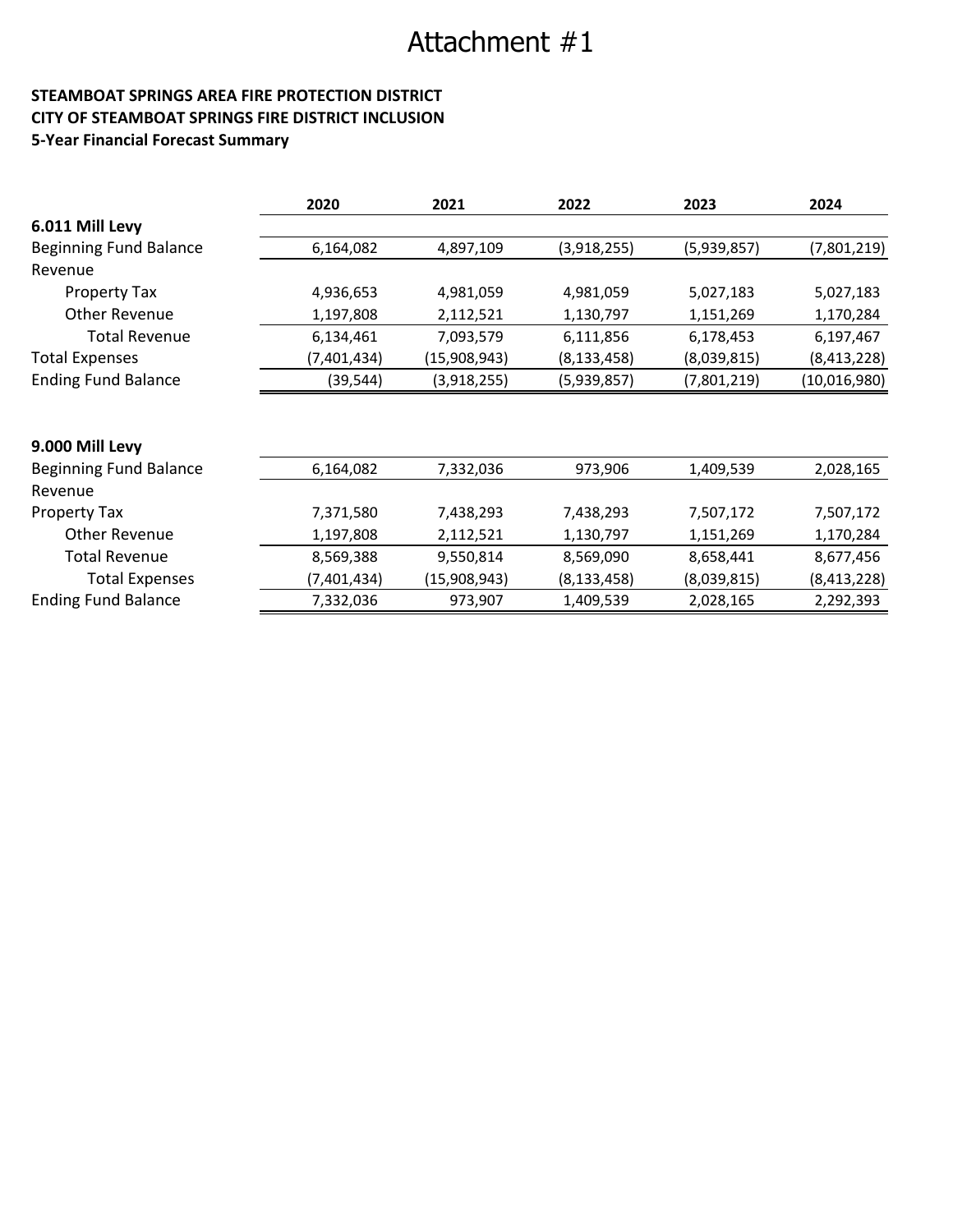# Attachment #1

**STEAMBOAT SPRINGS AREA FIRE PROTECTION DISTRICT**
**CITY OF STEAMBOAT SPRINGS FIRE DISTRICT INCLUSION**
**5-Year Financial Forecast Summary**

| | 2020 | 2021 | 2022 | 2023 | 2024 |
|---|---|---|---|---|---|
| **6.011 Mill Levy** | | | | | |
| Beginning Fund Balance | 6,164,082 | 4,897,109 | (3,918,255) | (5,939,857) | (7,801,219) |
| Revenue | | | | | |
| Property Tax | 4,936,653 | 4,981,059 | 4,981,059 | 5,027,183 | 5,027,183 |
| Other Revenue | 1,197,808 | 2,112,521 | 1,130,797 | 1,151,269 | 1,170,284 |
| Total Revenue | 6,134,461 | 7,093,579 | 6,111,856 | 6,178,453 | 6,197,467 |
| Total Expenses | (7,401,434) | (15,908,943) | (8,133,458) | (8,039,815) | (8,413,228) |
| Ending Fund Balance | (39,544) | (3,918,255) | (5,939,857) | (7,801,219) | (10,016,980) |
| | | | | | |
| **9.000 Mill Levy** | | | | | |
| Beginning Fund Balance | 6,164,082 | 7,332,036 | 973,906 | 1,409,539 | 2,028,165 |
| Revenue | | | | | |
| Property Tax | 7,371,580 | 7,438,293 | 7,438,293 | 7,507,172 | 7,507,172 |
| Other Revenue | 1,197,808 | 2,112,521 | 1,130,797 | 1,151,269 | 1,170,284 |
| Total Revenue | 8,569,388 | 9,550,814 | 8,569,090 | 8,658,441 | 8,677,456 |
| Total Expenses | (7,401,434) | (15,908,943) | (8,133,458) | (8,039,815) | (8,413,228) |
| Ending Fund Balance | 7,332,036 | 973,907 | 1,409,539 | 2,028,165 | 2,292,393 |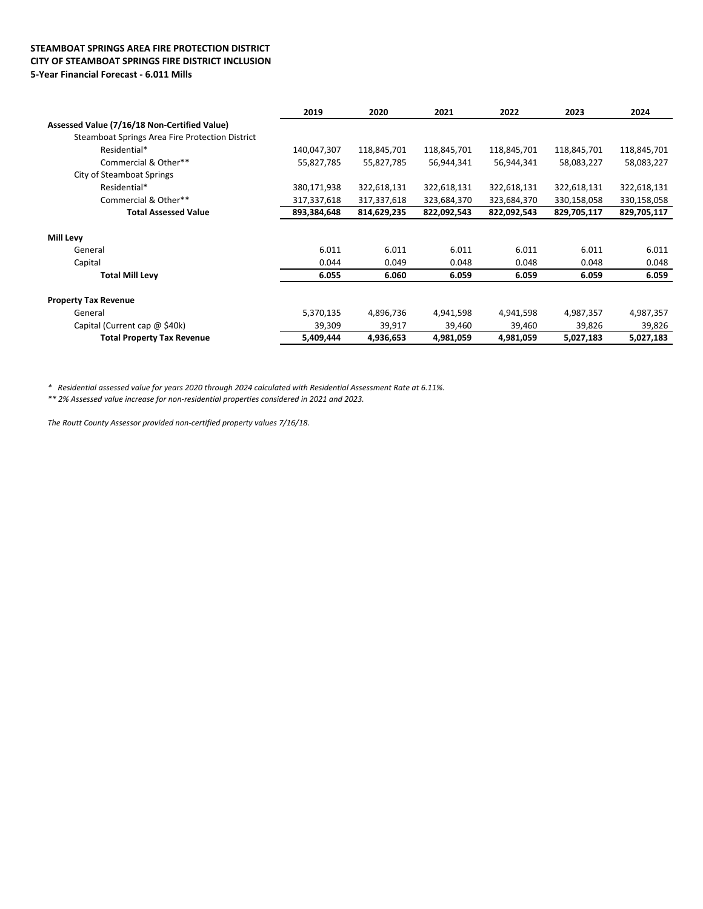**STEAMBOAT SPRINGS AREA FIRE PROTECTION DISTRICT**
**CITY OF STEAMBOAT SPRINGS FIRE DISTRICT INCLUSION**
**5-Year Financial Forecast - 6.011 Mills**

| | 2019 | 2020 | 2021 | 2022 | 2023 | 2024 |
|---|---|---|---|---|---|---|
| **Assessed Value (7/16/18 Non-Certified Value)** | | | | | | |
| Steamboat Springs Area Fire Protection District | | | | | | |
| Residential* | 140,047,307 | 118,845,701 | 118,845,701 | 118,845,701 | 118,845,701 | 118,845,701 |
| Commercial & Other** | 55,827,785 | 55,827,785 | 56,944,341 | 56,944,341 | 58,083,227 | 58,083,227 |
| City of Steamboat Springs | | | | | | |
| Residential* | 380,171,938 | 322,618,131 | 322,618,131 | 322,618,131 | 322,618,131 | 322,618,131 |
| Commercial & Other** | 317,337,618 | 317,337,618 | 323,684,370 | 323,684,370 | 330,158,058 | 330,158,058 |
| **Total Assessed Value** | **893,384,648** | **814,629,235** | **822,092,543** | **822,092,543** | **829,705,117** | **829,705,117** |
| **Mill Levy** | | | | | | |
| General | 6.011 | 6.011 | 6.011 | 6.011 | 6.011 | 6.011 |
| Capital | 0.044 | 0.049 | 0.048 | 0.048 | 0.048 | 0.048 |
| **Total Mill Levy** | **6.055** | **6.060** | **6.059** | **6.059** | **6.059** | **6.059** |
| **Property Tax Revenue** | | | | | | |
| General | 5,370,135 | 4,896,736 | 4,941,598 | 4,941,598 | 4,987,357 | 4,987,357 |
| Capital (Current cap @ $40k) | 39,309 | 39,917 | 39,460 | 39,460 | 39,826 | 39,826 |
| **Total Property Tax Revenue** | **5,409,444** | **4,936,653** | **4,981,059** | **4,981,059** | **5,027,183** | **5,027,183** |

*\* Residential assessed value for years 2020 through 2024 calculated with Residential Assessment Rate at 6.11%.*

*\*\* 2% Assessed value increase for non-residential properties considered in 2021 and 2023.*

*The Routt County Assessor provided non-certified property values 7/16/18.*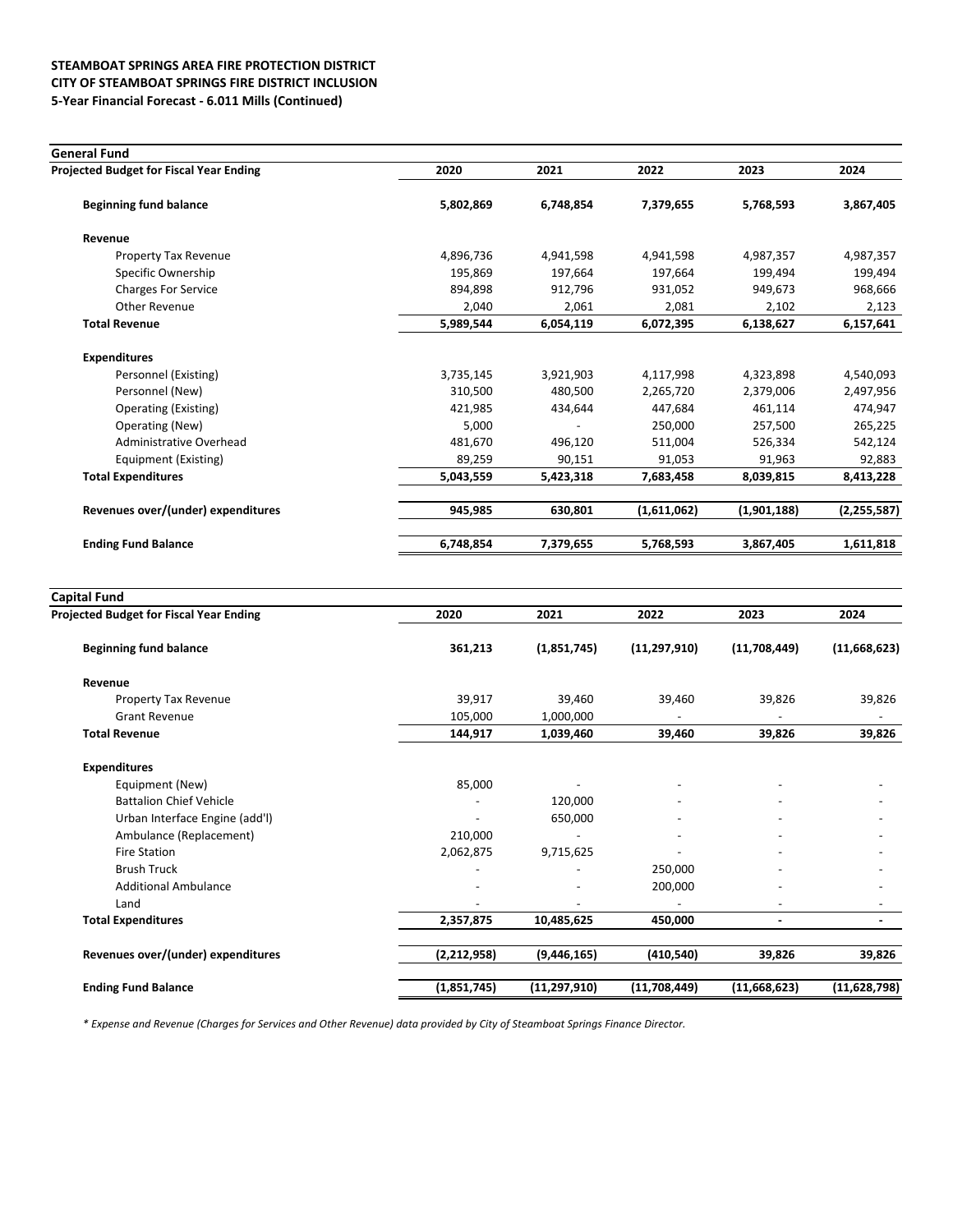**STEAMBOAT SPRINGS AREA FIRE PROTECTION DISTRICT**
**CITY OF STEAMBOAT SPRINGS FIRE DISTRICT INCLUSION**
**5-Year Financial Forecast - 6.011 Mills (Continued)**

**General Fund**

| Projected Budget for Fiscal Year Ending | 2020 | 2021 | 2022 | 2023 | 2024 |
|---|---|---|---|---|---|
| **Beginning fund balance** | **5,802,869** | **6,748,854** | **7,379,655** | **5,768,593** | **3,867,405** |
| **Revenue** | | | | | |
| Property Tax Revenue | 4,896,736 | 4,941,598 | 4,941,598 | 4,987,357 | 4,987,357 |
| Specific Ownership | 195,869 | 197,664 | 197,664 | 199,494 | 199,494 |
| Charges For Service | 894,898 | 912,796 | 931,052 | 949,673 | 968,666 |
| Other Revenue | 2,040 | 2,061 | 2,081 | 2,102 | 2,123 |
| **Total Revenue** | **5,989,544** | **6,054,119** | **6,072,395** | **6,138,627** | **6,157,641** |
| **Expenditures** | | | | | |
| Personnel (Existing) | 3,735,145 | 3,921,903 | 4,117,998 | 4,323,898 | 4,540,093 |
| Personnel (New) | 310,500 | 480,500 | 2,265,720 | 2,379,006 | 2,497,956 |
| Operating (Existing) | 421,985 | 434,644 | 447,684 | 461,114 | 474,947 |
| Operating (New) | 5,000 | - | 250,000 | 257,500 | 265,225 |
| Administrative Overhead | 481,670 | 496,120 | 511,004 | 526,334 | 542,124 |
| Equipment (Existing) | 89,259 | 90,151 | 91,053 | 91,963 | 92,883 |
| **Total Expenditures** | **5,043,559** | **5,423,318** | **7,683,458** | **8,039,815** | **8,413,228** |
| **Revenues over/(under) expenditures** | **945,985** | **630,801** | **(1,611,062)** | **(1,901,188)** | **(2,255,587)** |
| **Ending Fund Balance** | **6,748,854** | **7,379,655** | **5,768,593** | **3,867,405** | **1,611,818** |

**Capital Fund**

| Projected Budget for Fiscal Year Ending | 2020 | 2021 | 2022 | 2023 | 2024 |
|---|---|---|---|---|---|
| **Beginning fund balance** | **361,213** | **(1,851,745)** | **(11,297,910)** | **(11,708,449)** | **(11,668,623)** |
| **Revenue** | | | | | |
| Property Tax Revenue | 39,917 | 39,460 | 39,460 | 39,826 | 39,826 |
| Grant Revenue | 105,000 | 1,000,000 | - | - | - |
| **Total Revenue** | **144,917** | **1,039,460** | **39,460** | **39,826** | **39,826** |
| **Expenditures** | | | | | |
| Equipment (New) | 85,000 | - | - | - | - |
| Battalion Chief Vehicle | - | 120,000 | - | - | - |
| Urban Interface Engine (add'l) | - | 650,000 | - | - | - |
| Ambulance (Replacement) | 210,000 | - | - | - | - |
| Fire Station | 2,062,875 | 9,715,625 | - | - | - |
| Brush Truck | - | - | 250,000 | - | - |
| Additional Ambulance | - | - | 200,000 | - | - |
| Land | - | - | - | - | - |
| **Total Expenditures** | **2,357,875** | **10,485,625** | **450,000** | **-** | **-** |
| **Revenues over/(under) expenditures** | **(2,212,958)** | **(9,446,165)** | **(410,540)** | **39,826** | **39,826** |
| **Ending Fund Balance** | **(1,851,745)** | **(11,297,910)** | **(11,708,449)** | **(11,668,623)** | **(11,628,798)** |

*\* Expense and Revenue (Charges for Services and Other Revenue) data provided by City of Steamboat Springs Finance Director.*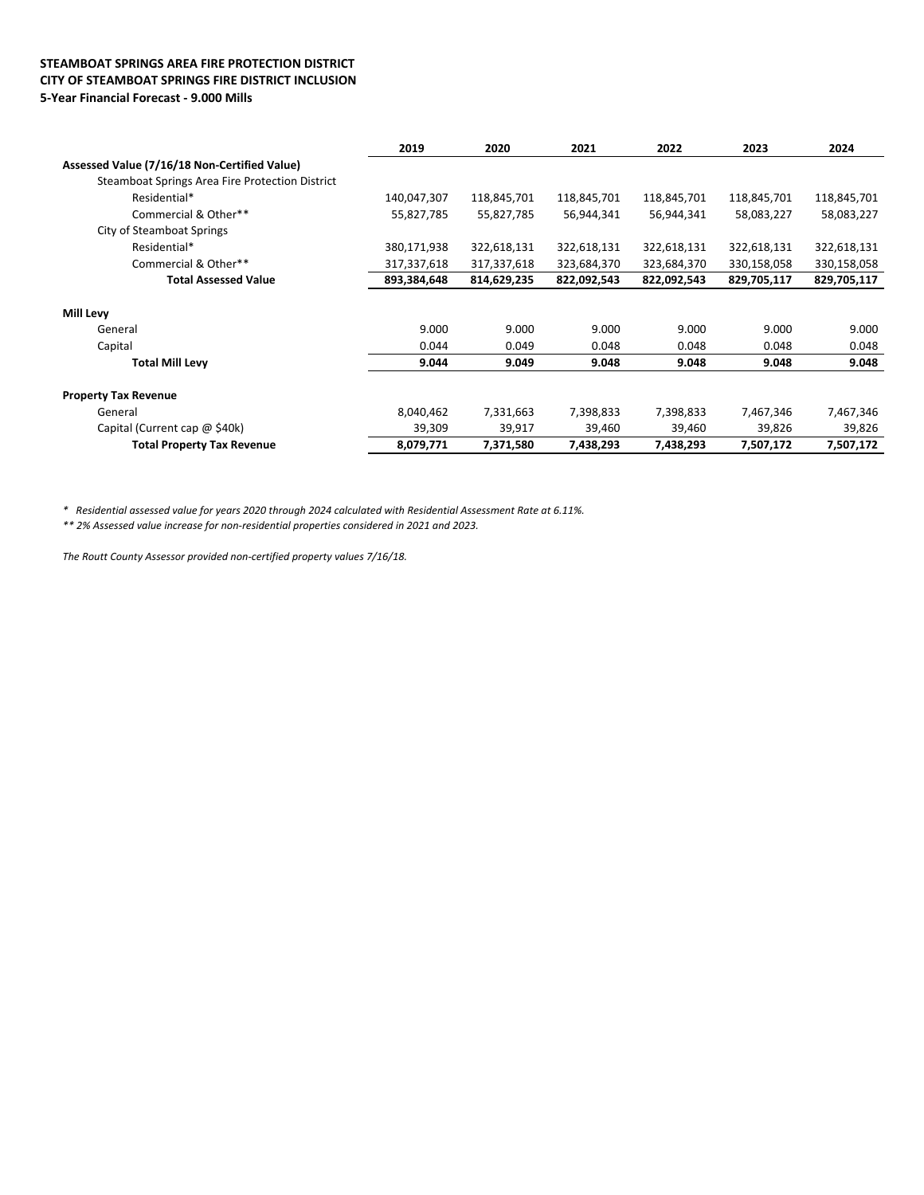**STEAMBOAT SPRINGS AREA FIRE PROTECTION DISTRICT**
**CITY OF STEAMBOAT SPRINGS FIRE DISTRICT INCLUSION**
**5-Year Financial Forecast - 9.000 Mills**

| | 2019 | 2020 | 2021 | 2022 | 2023 | 2024 |
|---|---|---|---|---|---|---|
| **Assessed Value (7/16/18 Non-Certified Value)** | | | | | | |
| Steamboat Springs Area Fire Protection District | | | | | | |
| Residential* | 140,047,307 | 118,845,701 | 118,845,701 | 118,845,701 | 118,845,701 | 118,845,701 |
| Commercial & Other** | 55,827,785 | 55,827,785 | 56,944,341 | 56,944,341 | 58,083,227 | 58,083,227 |
| City of Steamboat Springs | | | | | | |
| Residential* | 380,171,938 | 322,618,131 | 322,618,131 | 322,618,131 | 322,618,131 | 322,618,131 |
| Commercial & Other** | 317,337,618 | 317,337,618 | 323,684,370 | 323,684,370 | 330,158,058 | 330,158,058 |
| **Total Assessed Value** | **893,384,648** | **814,629,235** | **822,092,543** | **822,092,543** | **829,705,117** | **829,705,117** |
| **Mill Levy** | | | | | | |
| General | 9.000 | 9.000 | 9.000 | 9.000 | 9.000 | 9.000 |
| Capital | 0.044 | 0.049 | 0.048 | 0.048 | 0.048 | 0.048 |
| **Total Mill Levy** | **9.044** | **9.049** | **9.048** | **9.048** | **9.048** | **9.048** |
| **Property Tax Revenue** | | | | | | |
| General | 8,040,462 | 7,331,663 | 7,398,833 | 7,398,833 | 7,467,346 | 7,467,346 |
| Capital (Current cap @ $40k) | 39,309 | 39,917 | 39,460 | 39,460 | 39,826 | 39,826 |
| **Total Property Tax Revenue** | **8,079,771** | **7,371,580** | **7,438,293** | **7,438,293** | **7,507,172** | **7,507,172** |

*\* Residential assessed value for years 2020 through 2024 calculated with Residential Assessment Rate at 6.11%.*

*\*\* 2% Assessed value increase for non-residential properties considered in 2021 and 2023.*

*The Routt County Assessor provided non-certified property values 7/16/18.*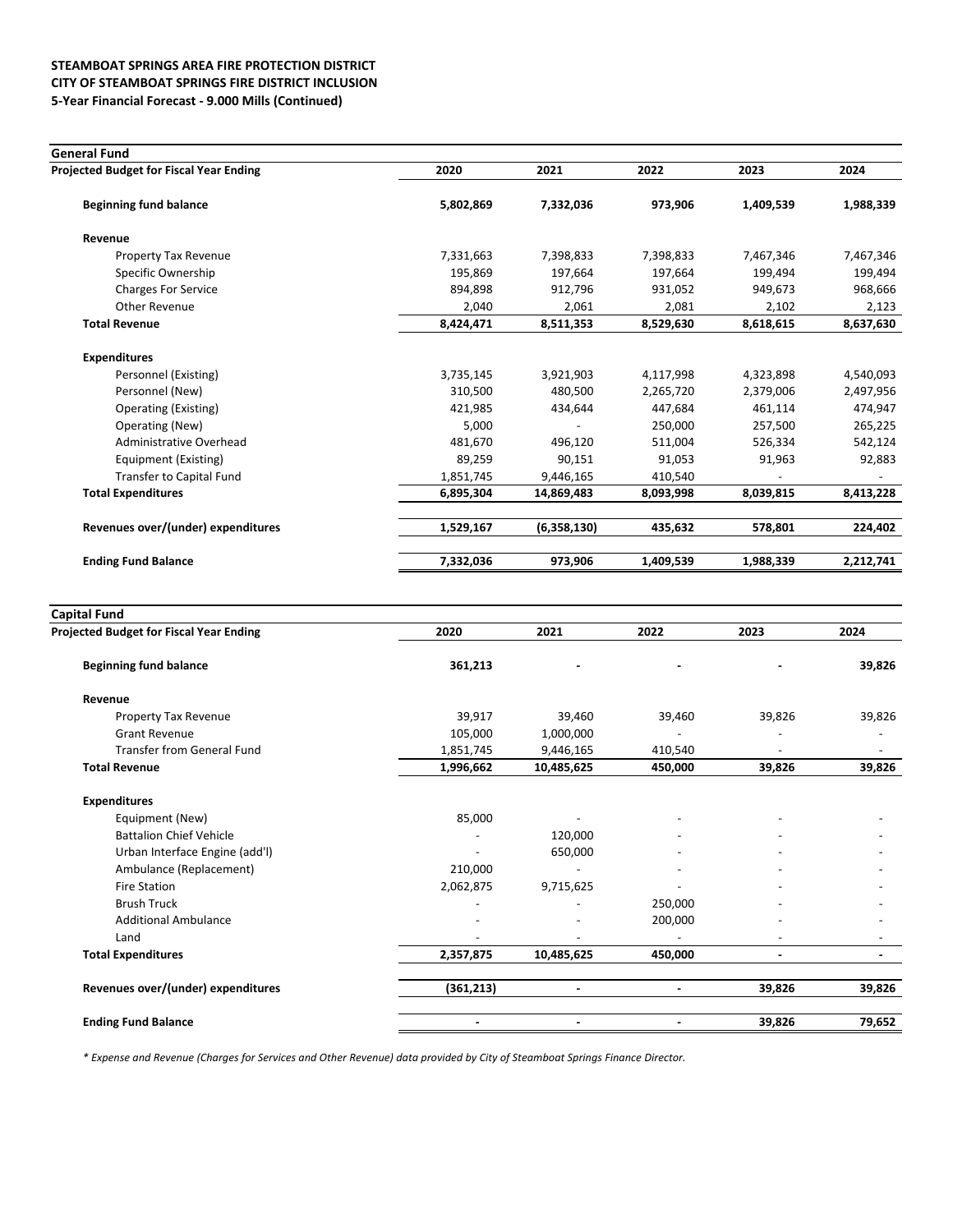**STEAMBOAT SPRINGS AREA FIRE PROTECTION DISTRICT**
**CITY OF STEAMBOAT SPRINGS FIRE DISTRICT INCLUSION**
**5-Year Financial Forecast - 9.000 Mills (Continued)**

**General Fund**

| Projected Budget for Fiscal Year Ending | 2020 | 2021 | 2022 | 2023 | 2024 |
|---|---|---|---|---|---|
| **Beginning fund balance** | **5,802,869** | **7,332,036** | **973,906** | **1,409,539** | **1,988,339** |
| **Revenue** | | | | | |
| Property Tax Revenue | 7,331,663 | 7,398,833 | 7,398,833 | 7,467,346 | 7,467,346 |
| Specific Ownership | 195,869 | 197,664 | 197,664 | 199,494 | 199,494 |
| Charges For Service | 894,898 | 912,796 | 931,052 | 949,673 | 968,666 |
| Other Revenue | 2,040 | 2,061 | 2,081 | 2,102 | 2,123 |
| **Total Revenue** | **8,424,471** | **8,511,353** | **8,529,630** | **8,618,615** | **8,637,630** |
| **Expenditures** | | | | | |
| Personnel (Existing) | 3,735,145 | 3,921,903 | 4,117,998 | 4,323,898 | 4,540,093 |
| Personnel (New) | 310,500 | 480,500 | 2,265,720 | 2,379,006 | 2,497,956 |
| Operating (Existing) | 421,985 | 434,644 | 447,684 | 461,114 | 474,947 |
| Operating (New) | 5,000 | - | 250,000 | 257,500 | 265,225 |
| Administrative Overhead | 481,670 | 496,120 | 511,004 | 526,334 | 542,124 |
| Equipment (Existing) | 89,259 | 90,151 | 91,053 | 91,963 | 92,883 |
| Transfer to Capital Fund | 1,851,745 | 9,446,165 | 410,540 | - | - |
| **Total Expenditures** | **6,895,304** | **14,869,483** | **8,093,998** | **8,039,815** | **8,413,228** |
| **Revenues over/(under) expenditures** | **1,529,167** | **(6,358,130)** | **435,632** | **578,801** | **224,402** |
| **Ending Fund Balance** | **7,332,036** | **973,906** | **1,409,539** | **1,988,339** | **2,212,741** |

**Capital Fund**

| Projected Budget for Fiscal Year Ending | 2020 | 2021 | 2022 | 2023 | 2024 |
|---|---|---|---|---|---|
| **Beginning fund balance** | **361,213** | **-** | **-** | **-** | **39,826** |
| **Revenue** | | | | | |
| Property Tax Revenue | 39,917 | 39,460 | 39,460 | 39,826 | 39,826 |
| Grant Revenue | 105,000 | 1,000,000 | - | - | - |
| Transfer from General Fund | 1,851,745 | 9,446,165 | 410,540 | - | - |
| **Total Revenue** | **1,996,662** | **10,485,625** | **450,000** | **39,826** | **39,826** |
| **Expenditures** | | | | | |
| Equipment (New) | 85,000 | - | - | - | - |
| Battalion Chief Vehicle | - | 120,000 | - | - | - |
| Urban Interface Engine (add'l) | - | 650,000 | - | - | - |
| Ambulance (Replacement) | 210,000 | - | - | - | - |
| Fire Station | 2,062,875 | 9,715,625 | - | - | - |
| Brush Truck | - | - | 250,000 | - | - |
| Additional Ambulance | - | - | 200,000 | - | - |
| Land | - | - | - | - | - |
| **Total Expenditures** | **2,357,875** | **10,485,625** | **450,000** | **-** | **-** |
| **Revenues over/(under) expenditures** | **(361,213)** | **-** | **-** | **39,826** | **39,826** |
| **Ending Fund Balance** | **-** | **-** | **-** | **39,826** | **79,652** |

*\* Expense and Revenue (Charges for Services and Other Revenue) data provided by City of Steamboat Springs Finance Director.*